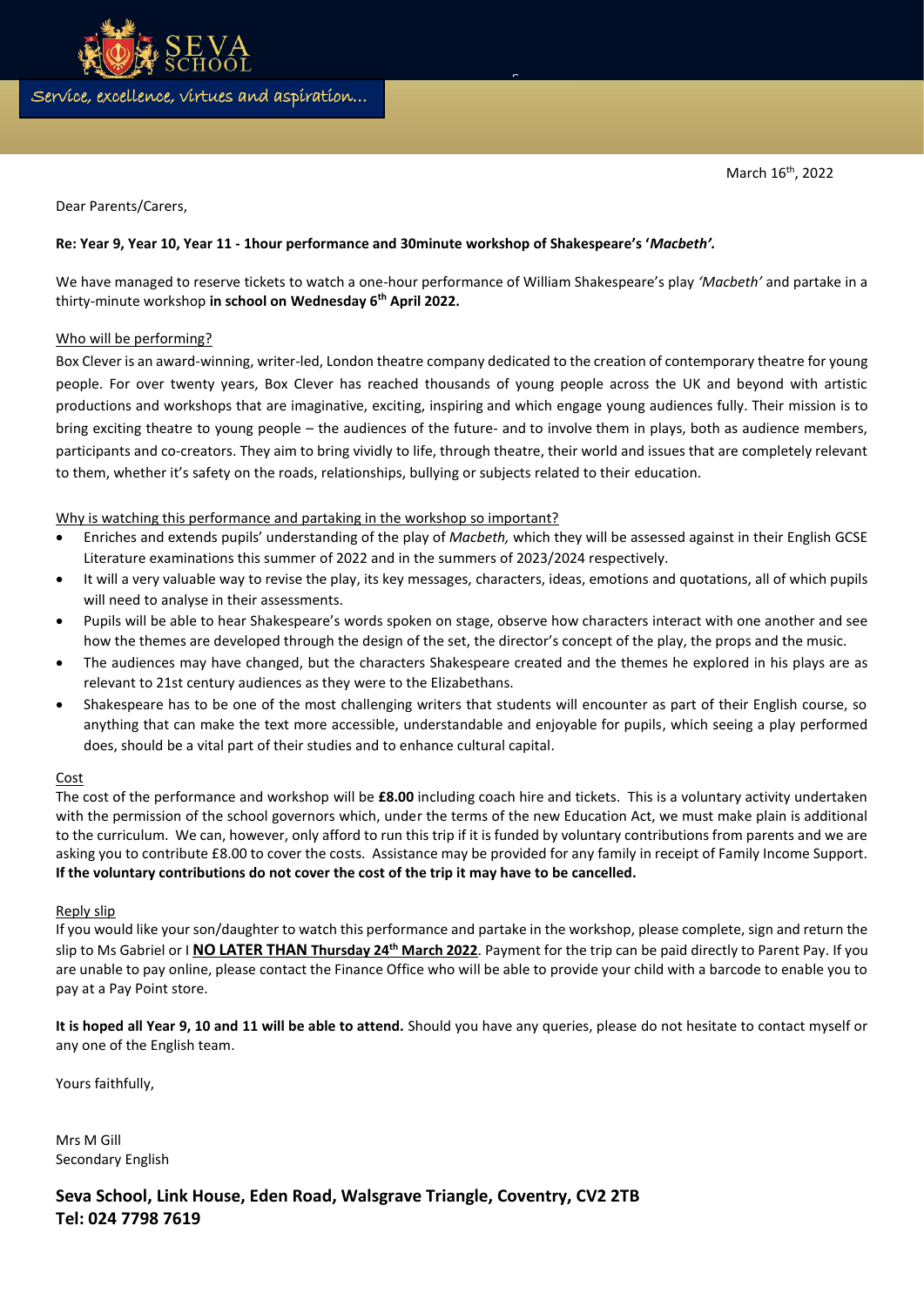SEVA SCHOOL

Service, excellence, virtues and aspiration…

March 16th, 2022

Dear Parents/Carers,

**Re: Year 9, Year 10, Year 11 - 1hour performance and 30minute workshop of Shakespeare's '*Macbeth'.***

We have managed to reserve tickets to watch a one-hour performance of William Shakespeare's play *'Macbeth'* and partake in a thirty-minute workshop **in school on Wednesday 6th April 2022.**

Who will be performing?

Box Clever is an award-winning, writer-led, London theatre company dedicated to the creation of contemporary theatre for young people. For over twenty years, Box Clever has reached thousands of young people across the UK and beyond with artistic productions and workshops that are imaginative, exciting, inspiring and which engage young audiences fully. Their mission is to bring exciting theatre to young people – the audiences of the future- and to involve them in plays, both as audience members, participants and co-creators. They aim to bring vividly to life, through theatre, their world and issues that are completely relevant to them, whether it's safety on the roads, relationships, bullying or subjects related to their education.

Why is watching this performance and partaking in the workshop so important?

- Enriches and extends pupils' understanding of the play of *Macbeth,* which they will be assessed against in their English GCSE Literature examinations this summer of 2022 and in the summers of 2023/2024 respectively.
- It will a very valuable way to revise the play, its key messages, characters, ideas, emotions and quotations, all of which pupils will need to analyse in their assessments.
- Pupils will be able to hear Shakespeare's words spoken on stage, observe how characters interact with one another and see how the themes are developed through the design of the set, the director's concept of the play, the props and the music.
- The audiences may have changed, but the characters Shakespeare created and the themes he explored in his plays are as relevant to 21st century audiences as they were to the Elizabethans.
- Shakespeare has to be one of the most challenging writers that students will encounter as part of their English course, so anything that can make the text more accessible, understandable and enjoyable for pupils, which seeing a play performed does, should be a vital part of their studies and to enhance cultural capital.

Cost

The cost of the performance and workshop will be **£8.00** including coach hire and tickets. This is a voluntary activity undertaken with the permission of the school governors which, under the terms of the new Education Act, we must make plain is additional to the curriculum. We can, however, only afford to run this trip if it is funded by voluntary contributions from parents and we are asking you to contribute £8.00 to cover the costs. Assistance may be provided for any family in receipt of Family Income Support. **If the voluntary contributions do not cover the cost of the trip it may have to be cancelled.**

Reply slip

If you would like your son/daughter to watch this performance and partake in the workshop, please complete, sign and return the slip to Ms Gabriel or I **NO LATER THAN Thursday 24th March 2022**. Payment for the trip can be paid directly to Parent Pay. If you are unable to pay online, please contact the Finance Office who will be able to provide your child with a barcode to enable you to pay at a Pay Point store.

**It is hoped all Year 9, 10 and 11 will be able to attend.** Should you have any queries, please do not hesitate to contact myself or any one of the English team.

Yours faithfully,

Mrs M Gill
Secondary English

**Seva School, Link House, Eden Road, Walsgrave Triangle, Coventry, CV2 2TB**
**Tel: 024 7798 7619**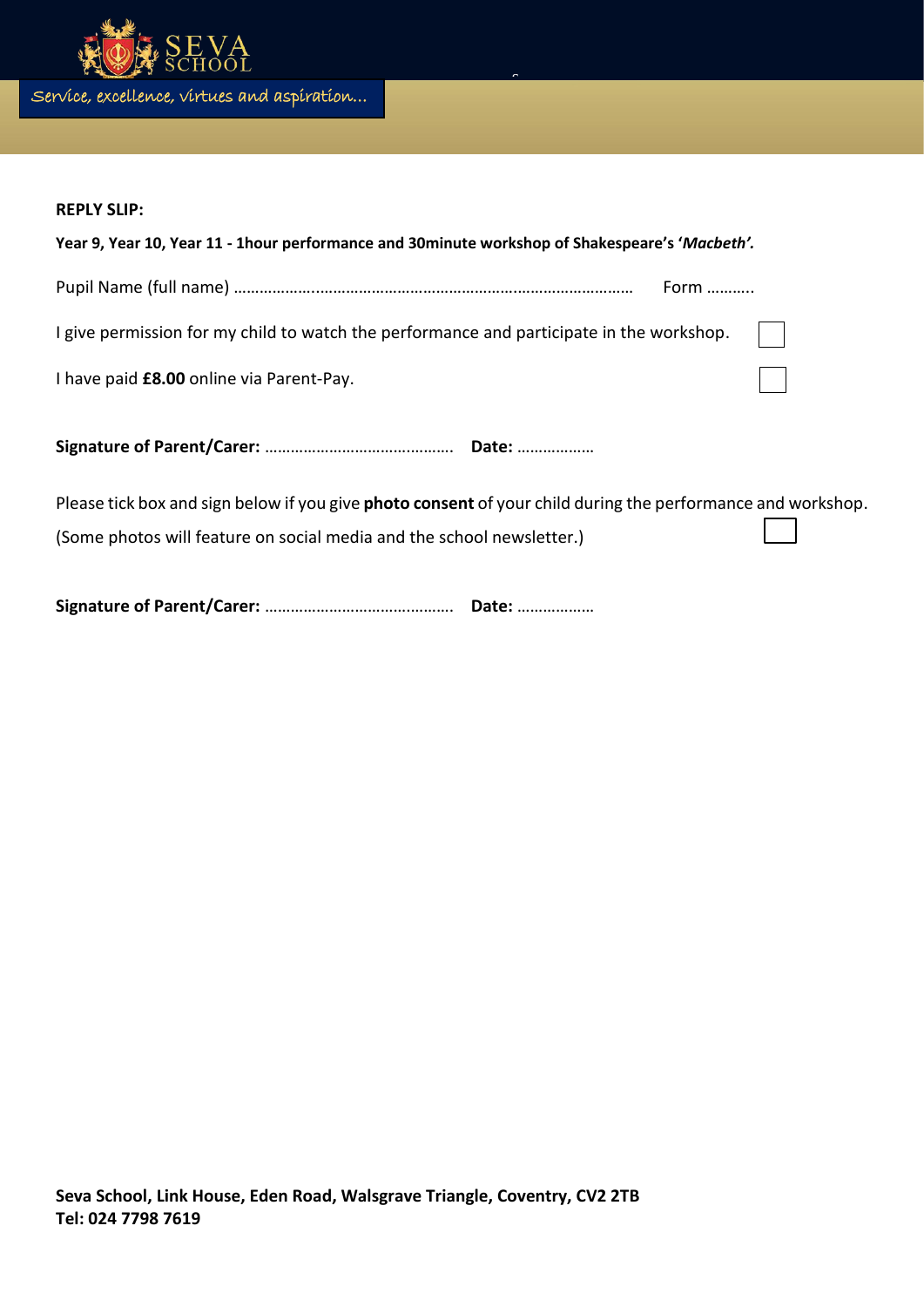**REPLY SLIP:**

**Year 9, Year 10, Year 11 - 1hour performance and 30minute workshop of Shakespeare's '*Macbeth'.***

Pupil Name (full name) ……………….……………………………………………………………… Form ………..

I give permission for my child to watch the performance and participate in the workshop. ☐

I have paid **£8.00** online via Parent-Pay. ☐

**Signature of Parent/Carer:** ……………………………………. **Date:** ………………

Please tick box and sign below if you give **photo consent** of your child during the performance and workshop. (Some photos will feature on social media and the school newsletter.) ☐

**Signature of Parent/Carer:** ……………………………………. **Date:** ………………

**Seva School, Link House, Eden Road, Walsgrave Triangle, Coventry, CV2 2TB**
**Tel: 024 7798 7619**